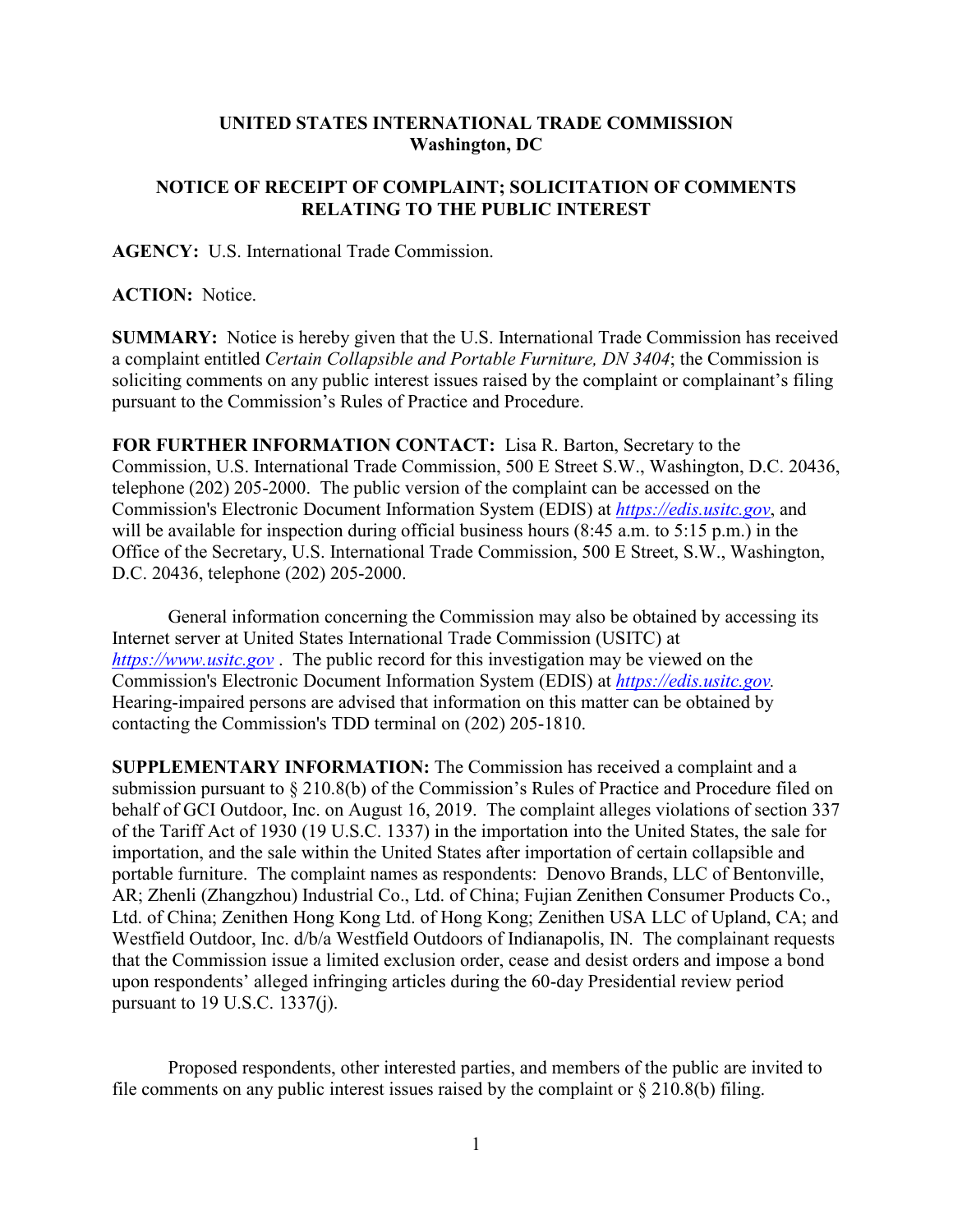**UNITED STATES INTERNATIONAL TRADE COMMISSION**
**Washington, DC**

**NOTICE OF RECEIPT OF COMPLAINT; SOLICITATION OF COMMENTS RELATING TO THE PUBLIC INTEREST**

**AGENCY:** U.S. International Trade Commission.

**ACTION:** Notice.

**SUMMARY:** Notice is hereby given that the U.S. International Trade Commission has received a complaint entitled *Certain Collapsible and Portable Furniture, DN 3404*; the Commission is soliciting comments on any public interest issues raised by the complaint or complainant's filing pursuant to the Commission's Rules of Practice and Procedure.

**FOR FURTHER INFORMATION CONTACT:** Lisa R. Barton, Secretary to the Commission, U.S. International Trade Commission, 500 E Street S.W., Washington, D.C. 20436, telephone (202) 205-2000. The public version of the complaint can be accessed on the Commission's Electronic Document Information System (EDIS) at *https://edis.usitc.gov*, and will be available for inspection during official business hours (8:45 a.m. to 5:15 p.m.) in the Office of the Secretary, U.S. International Trade Commission, 500 E Street, S.W., Washington, D.C. 20436, telephone (202) 205-2000.

General information concerning the Commission may also be obtained by accessing its Internet server at United States International Trade Commission (USITC) at *https://www.usitc.gov* . The public record for this investigation may be viewed on the Commission's Electronic Document Information System (EDIS) at *https://edis.usitc.gov.* Hearing-impaired persons are advised that information on this matter can be obtained by contacting the Commission's TDD terminal on (202) 205-1810.

**SUPPLEMENTARY INFORMATION:** The Commission has received a complaint and a submission pursuant to § 210.8(b) of the Commission's Rules of Practice and Procedure filed on behalf of GCI Outdoor, Inc. on August 16, 2019. The complaint alleges violations of section 337 of the Tariff Act of 1930 (19 U.S.C. 1337) in the importation into the United States, the sale for importation, and the sale within the United States after importation of certain collapsible and portable furniture. The complaint names as respondents: Denovo Brands, LLC of Bentonville, AR; Zhenli (Zhangzhou) Industrial Co., Ltd. of China; Fujian Zenithen Consumer Products Co., Ltd. of China; Zenithen Hong Kong Ltd. of Hong Kong; Zenithen USA LLC of Upland, CA; and Westfield Outdoor, Inc. d/b/a Westfield Outdoors of Indianapolis, IN. The complainant requests that the Commission issue a limited exclusion order, cease and desist orders and impose a bond upon respondents' alleged infringing articles during the 60-day Presidential review period pursuant to 19 U.S.C. 1337(j).

Proposed respondents, other interested parties, and members of the public are invited to file comments on any public interest issues raised by the complaint or § 210.8(b) filing.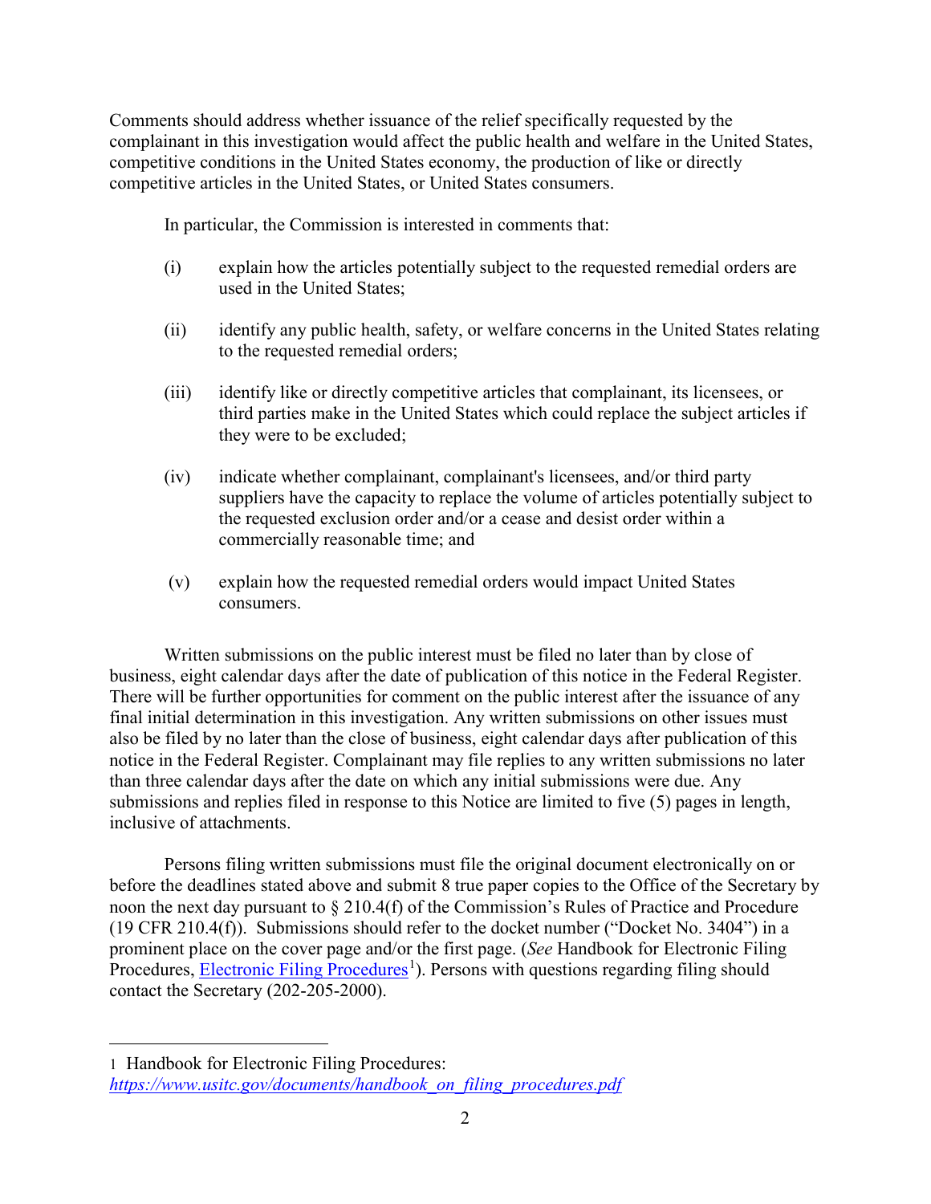Comments should address whether issuance of the relief specifically requested by the complainant in this investigation would affect the public health and welfare in the United States, competitive conditions in the United States economy, the production of like or directly competitive articles in the United States, or United States consumers.

In particular, the Commission is interested in comments that:

(i) explain how the articles potentially subject to the requested remedial orders are used in the United States;

(ii) identify any public health, safety, or welfare concerns in the United States relating to the requested remedial orders;

(iii) identify like or directly competitive articles that complainant, its licensees, or third parties make in the United States which could replace the subject articles if they were to be excluded;

(iv) indicate whether complainant, complainant's licensees, and/or third party suppliers have the capacity to replace the volume of articles potentially subject to the requested exclusion order and/or a cease and desist order within a commercially reasonable time; and

(v) explain how the requested remedial orders would impact United States consumers.

Written submissions on the public interest must be filed no later than by close of business, eight calendar days after the date of publication of this notice in the Federal Register. There will be further opportunities for comment on the public interest after the issuance of any final initial determination in this investigation. Any written submissions on other issues must also be filed by no later than the close of business, eight calendar days after publication of this notice in the Federal Register. Complainant may file replies to any written submissions no later than three calendar days after the date on which any initial submissions were due. Any submissions and replies filed in response to this Notice are limited to five (5) pages in length, inclusive of attachments.

Persons filing written submissions must file the original document electronically on or before the deadlines stated above and submit 8 true paper copies to the Office of the Secretary by noon the next day pursuant to § 210.4(f) of the Commission's Rules of Practice and Procedure (19 CFR 210.4(f)). Submissions should refer to the docket number ("Docket No. 3404") in a prominent place on the cover page and/or the first page. (*See* Handbook for Electronic Filing Procedures, [Electronic Filing Procedures][1]). Persons with questions regarding filing should contact the Secretary (202-205-2000).

---

1 Handbook for Electronic Filing Procedures: *https://www.usitc.gov/documents/handbook_on_filing_procedures.pdf*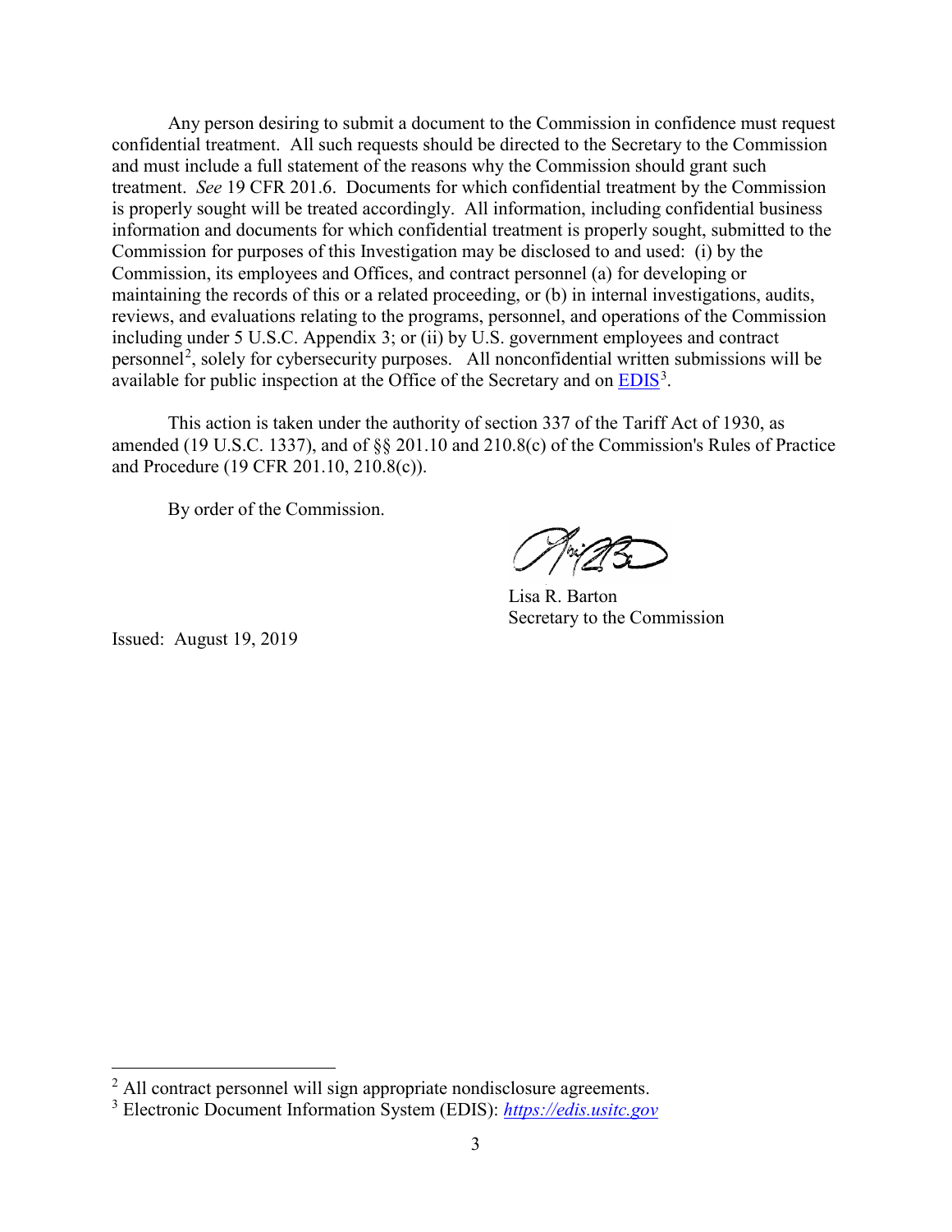Any person desiring to submit a document to the Commission in confidence must request confidential treatment. All such requests should be directed to the Secretary to the Commission and must include a full statement of the reasons why the Commission should grant such treatment. *See* 19 CFR 201.6. Documents for which confidential treatment by the Commission is properly sought will be treated accordingly. All information, including confidential business information and documents for which confidential treatment is properly sought, submitted to the Commission for purposes of this Investigation may be disclosed to and used: (i) by the Commission, its employees and Offices, and contract personnel (a) for developing or maintaining the records of this or a related proceeding, or (b) in internal investigations, audits, reviews, and evaluations relating to the programs, personnel, and operations of the Commission including under 5 U.S.C. Appendix 3; or (ii) by U.S. government employees and contract personnel[2], solely for cybersecurity purposes. All nonconfidential written submissions will be available for public inspection at the Office of the Secretary and on EDIS[3].

This action is taken under the authority of section 337 of the Tariff Act of 1930, as amended (19 U.S.C. 1337), and of §§ 201.10 and 210.8(c) of the Commission's Rules of Practice and Procedure (19 CFR 201.10, 210.8(c)).

By order of the Commission.

Lisa R. Barton
Secretary to the Commission

Issued: August 19, 2019

[2] All contract personnel will sign appropriate nondisclosure agreements.

[3] Electronic Document Information System (EDIS): *https://edis.usitc.gov*